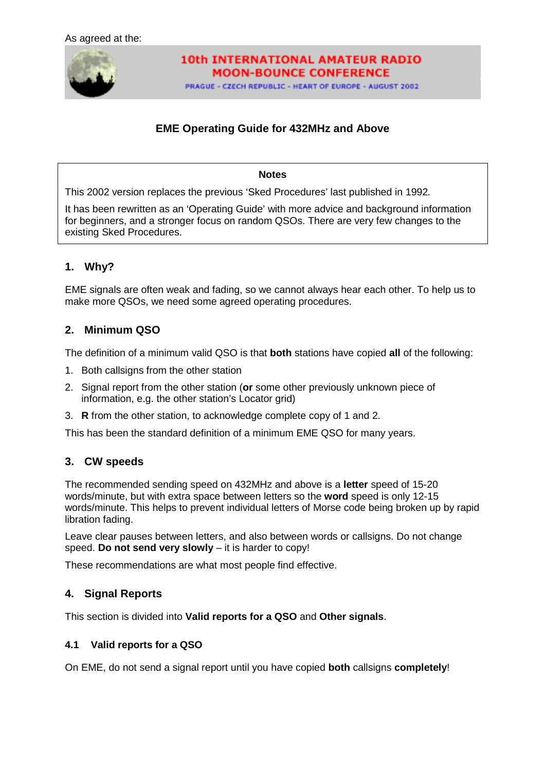As agreed at the:

**10th INTERNATIONAL AMATEUR RADIO MOON-BOUNCE CONFERENCE**

PRAGUE - CZECH REPUBLIC - HEART OF EUROPE - AUGUST 2002

# EME Operating Guide for 432MHz and Above

**Notes**

This 2002 version replaces the previous 'Sked Procedures' last published in 1992.

It has been rewritten as an 'Operating Guide' with more advice and background information for beginners, and a stronger focus on random QSOs. There are very few changes to the existing Sked Procedures.

## 1. Why?

EME signals are often weak and fading, so we cannot always hear each other. To help us to make more QSOs, we need some agreed operating procedures.

## 2. Minimum QSO

The definition of a minimum valid QSO is that **both** stations have copied **all** of the following:

1. Both callsigns from the other station
2. Signal report from the other station (**or** some other previously unknown piece of information, e.g. the other station's Locator grid)
3. **R** from the other station, to acknowledge complete copy of 1 and 2.

This has been the standard definition of a minimum EME QSO for many years.

## 3. CW speeds

The recommended sending speed on 432MHz and above is a **letter** speed of 15-20 words/minute, but with extra space between letters so the **word** speed is only 12-15 words/minute. This helps to prevent individual letters of Morse code being broken up by rapid libration fading.

Leave clear pauses between letters, and also between words or callsigns. Do not change speed. **Do not send very slowly** – it is harder to copy!

These recommendations are what most people find effective.

## 4. Signal Reports

This section is divided into **Valid reports for a QSO** and **Other signals**.

### 4.1 Valid reports for a QSO

On EME, do not send a signal report until you have copied **both** callsigns **completely**!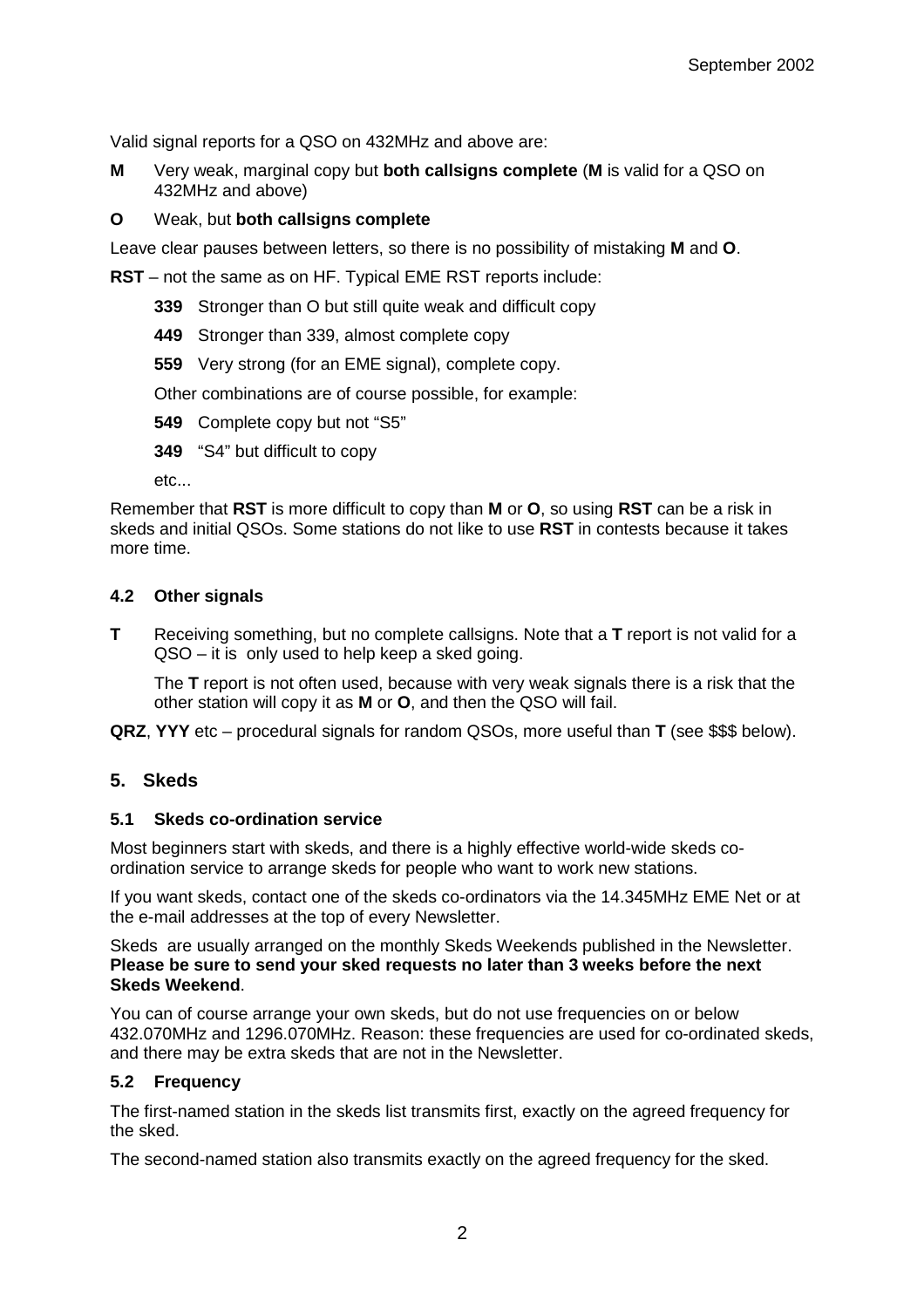Valid signal reports for a QSO on 432MHz and above are:

**M** Very weak, marginal copy but **both callsigns complete** (**M** is valid for a QSO on 432MHz and above)

**O** Weak, but **both callsigns complete**

Leave clear pauses between letters, so there is no possibility of mistaking **M** and **O**.

**RST** – not the same as on HF. Typical EME RST reports include:

- **339** Stronger than O but still quite weak and difficult copy
- **449** Stronger than 339, almost complete copy
- **559** Very strong (for an EME signal), complete copy.

Other combinations are of course possible, for example:

- **549** Complete copy but not "S5"
- **349** "S4" but difficult to copy

etc...

Remember that **RST** is more difficult to copy than **M** or **O**, so using **RST** can be a risk in skeds and initial QSOs. Some stations do not like to use **RST** in contests because it takes more time.

### 4.2 Other signals

**T** Receiving something, but no complete callsigns. Note that a **T** report is not valid for a QSO – it is only used to help keep a sked going.

The **T** report is not often used, because with very weak signals there is a risk that the other station will copy it as **M** or **O**, and then the QSO will fail.

**QRZ**, **YYY** etc – procedural signals for random QSOs, more useful than **T** (see $$$ below).

## 5. Skeds

### 5.1 Skeds co-ordination service

Most beginners start with skeds, and there is a highly effective world-wide skeds co-ordination service to arrange skeds for people who want to work new stations.

If you want skeds, contact one of the skeds co-ordinators via the 14.345MHz EME Net or at the e-mail addresses at the top of every Newsletter.

Skeds are usually arranged on the monthly Skeds Weekends published in the Newsletter. **Please be sure to send your sked requests no later than 3 weeks before the next Skeds Weekend**.

You can of course arrange your own skeds, but do not use frequencies on or below 432.070MHz and 1296.070MHz. Reason: these frequencies are used for co-ordinated skeds, and there may be extra skeds that are not in the Newsletter.

### 5.2 Frequency

The first-named station in the skeds list transmits first, exactly on the agreed frequency for the sked.

The second-named station also transmits exactly on the agreed frequency for the sked.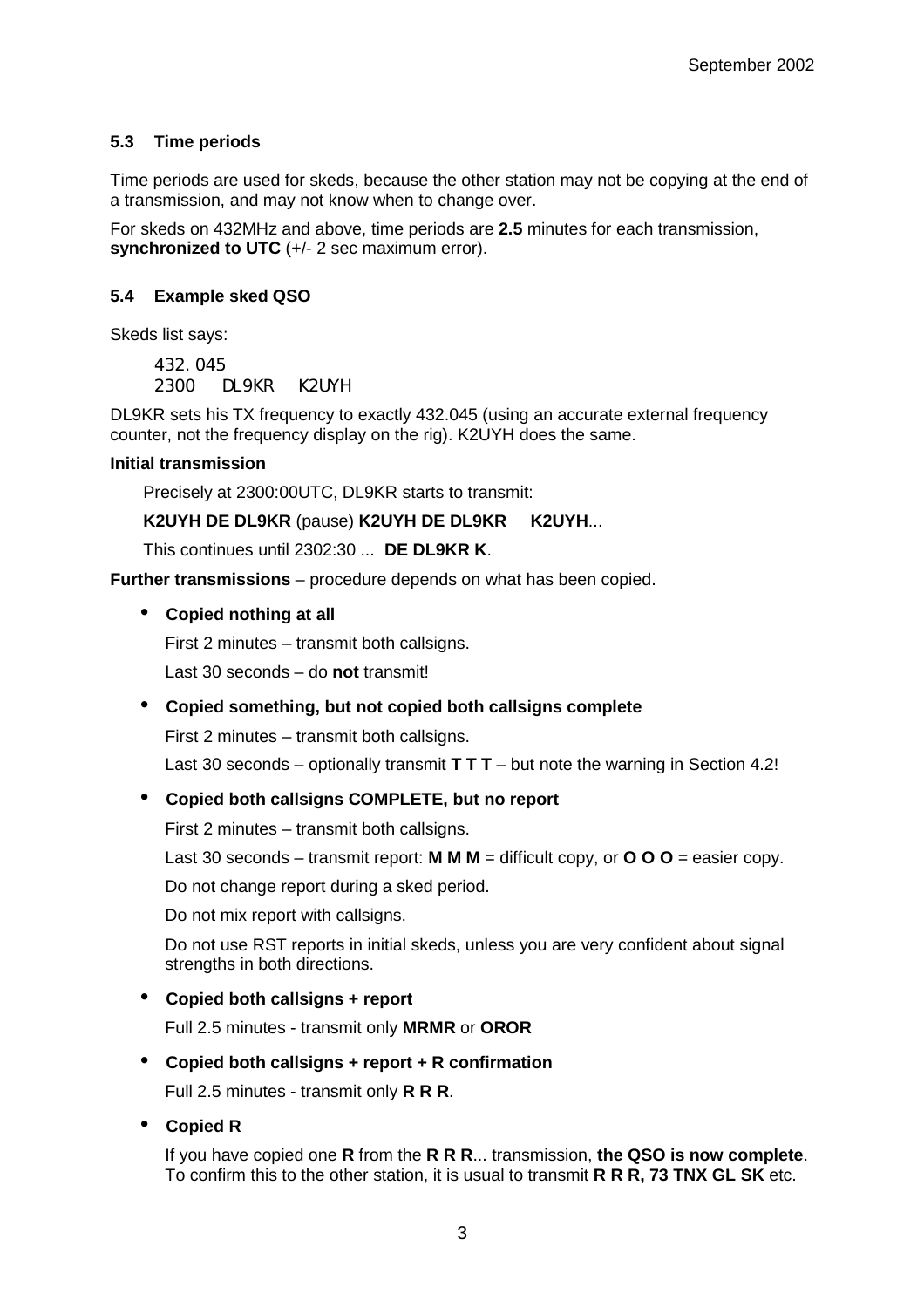### 5.3 Time periods

Time periods are used for skeds, because the other station may not be copying at the end of a transmission, and may not know when to change over.

For skeds on 432MHz and above, time periods are **2.5** minutes for each transmission, **synchronized to UTC** (+/- 2 sec maximum error).

### 5.4 Example sked QSO

Skeds list says:

```
432.045
2300   DL9KR   K2UYH
```

DL9KR sets his TX frequency to exactly 432.045 (using an accurate external frequency counter, not the frequency display on the rig). K2UYH does the same.

**Initial transmission**

Precisely at 2300:00UTC, DL9KR starts to transmit:

**K2UYH DE DL9KR** (pause) **K2UYH DE DL9KR K2UYH**...

This continues until 2302:30 ... **DE DL9KR K**.

**Further transmissions** – procedure depends on what has been copied.

- **Copied nothing at all**

  First 2 minutes – transmit both callsigns.

  Last 30 seconds – do **not** transmit!

- **Copied something, but not copied both callsigns complete**

  First 2 minutes – transmit both callsigns.

  Last 30 seconds – optionally transmit **T T T** – but note the warning in Section 4.2!

- **Copied both callsigns COMPLETE, but no report**

  First 2 minutes – transmit both callsigns.

  Last 30 seconds – transmit report: **M M M** = difficult copy, or **O O O** = easier copy.

  Do not change report during a sked period.

  Do not mix report with callsigns.

  Do not use RST reports in initial skeds, unless you are very confident about signal strengths in both directions.

- **Copied both callsigns + report**

  Full 2.5 minutes - transmit only **MRMR** or **OROR**

- **Copied both callsigns + report + R confirmation**

  Full 2.5 minutes - transmit only **R R R**.

- **Copied R**

  If you have copied one **R** from the **R R R**... transmission, **the QSO is now complete**. To confirm this to the other station, it is usual to transmit **R R R, 73 TNX GL SK** etc.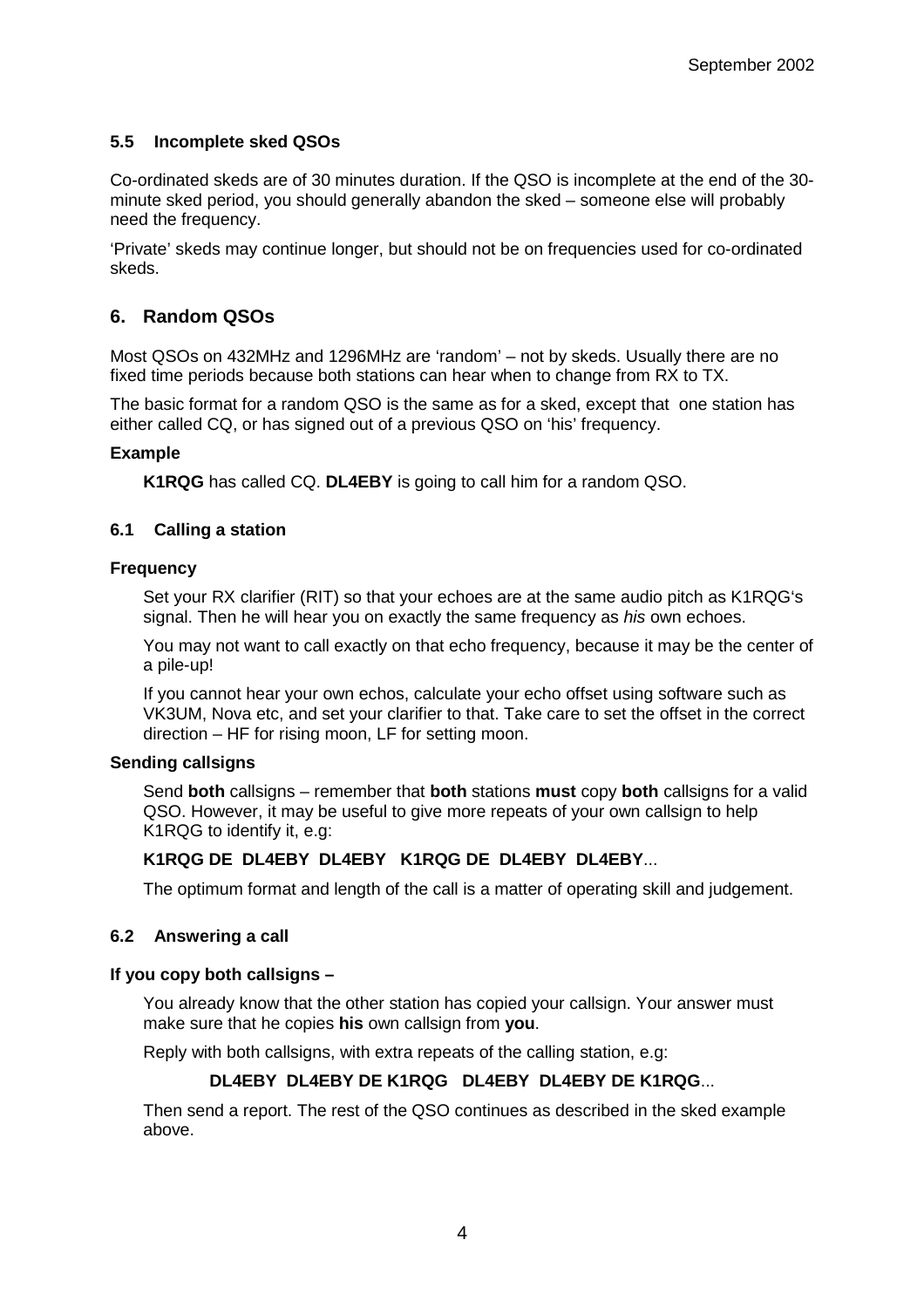### 5.5 Incomplete sked QSOs

Co-ordinated skeds are of 30 minutes duration. If the QSO is incomplete at the end of the 30-minute sked period, you should generally abandon the sked – someone else will probably need the frequency.

'Private' skeds may continue longer, but should not be on frequencies used for co-ordinated skeds.

## 6. Random QSOs

Most QSOs on 432MHz and 1296MHz are 'random' – not by skeds. Usually there are no fixed time periods because both stations can hear when to change from RX to TX.

The basic format for a random QSO is the same as for a sked, except that one station has either called CQ, or has signed out of a previous QSO on 'his' frequency.

**Example**

**K1RQG** has called CQ. **DL4EBY** is going to call him for a random QSO.

### 6.1 Calling a station

**Frequency**

Set your RX clarifier (RIT) so that your echoes are at the same audio pitch as K1RQG's signal. Then he will hear you on exactly the same frequency as *his* own echoes.

You may not want to call exactly on that echo frequency, because it may be the center of a pile-up!

If you cannot hear your own echos, calculate your echo offset using software such as VK3UM, Nova etc, and set your clarifier to that. Take care to set the offset in the correct direction – HF for rising moon, LF for setting moon.

**Sending callsigns**

Send **both** callsigns – remember that **both** stations **must** copy **both** callsigns for a valid QSO. However, it may be useful to give more repeats of your own callsign to help K1RQG to identify it, e.g:

**K1RQG DE DL4EBY DL4EBY K1RQG DE DL4EBY DL4EBY**...

The optimum format and length of the call is a matter of operating skill and judgement.

### 6.2 Answering a call

**If you copy both callsigns –**

You already know that the other station has copied your callsign. Your answer must make sure that he copies **his** own callsign from **you**.

Reply with both callsigns, with extra repeats of the calling station, e.g:

**DL4EBY DL4EBY DE K1RQG DL4EBY DL4EBY DE K1RQG**...

Then send a report. The rest of the QSO continues as described in the sked example above.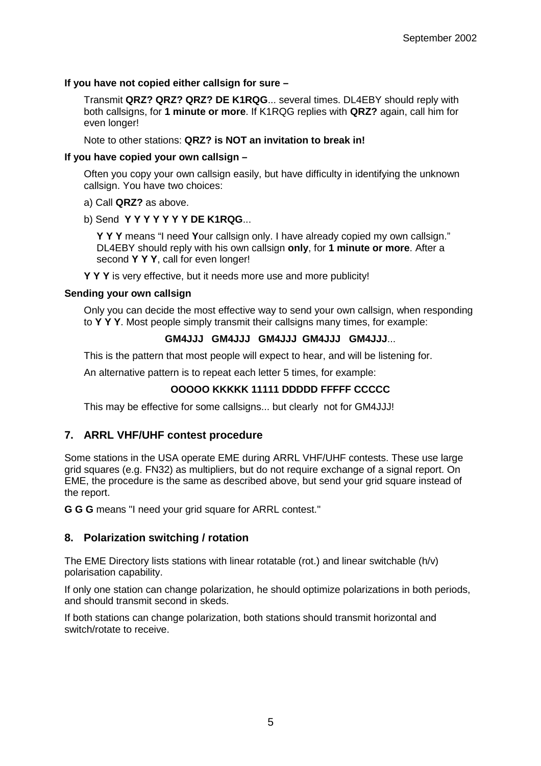**If you have not copied either callsign for sure –**

Transmit **QRZ? QRZ? QRZ? DE K1RQG**... several times. DL4EBY should reply with both callsigns, for **1 minute or more**. If K1RQG replies with **QRZ?** again, call him for even longer!

Note to other stations: **QRZ? is NOT an invitation to break in!**

**If you have copied your own callsign –**

Often you copy your own callsign easily, but have difficulty in identifying the unknown callsign. You have two choices:

a) Call **QRZ?** as above.

b) Send **Y Y Y Y Y Y Y DE K1RQG**...

> **Y Y Y** means "I need **Y**our callsign only. I have already copied my own callsign." DL4EBY should reply with his own callsign **only**, for **1 minute or more**. After a second **Y Y Y**, call for even longer!

**Y Y Y** is very effective, but it needs more use and more publicity!

**Sending your own callsign**

Only you can decide the most effective way to send your own callsign, when responding to **Y Y Y**. Most people simply transmit their callsigns many times, for example:

**GM4JJJ GM4JJJ GM4JJJ GM4JJJ GM4JJJ**...

This is the pattern that most people will expect to hear, and will be listening for.

An alternative pattern is to repeat each letter 5 times, for example:

**OOOOO KKKKK 11111 DDDDD FFFFF CCCCC**

This may be effective for some callsigns... but clearly not for GM4JJJ!

## 7. ARRL VHF/UHF contest procedure

Some stations in the USA operate EME during ARRL VHF/UHF contests. These use large grid squares (e.g. FN32) as multipliers, but do not require exchange of a signal report. On EME, the procedure is the same as described above, but send your grid square instead of the report.

**G G G** means "I need your grid square for ARRL contest."

## 8. Polarization switching / rotation

The EME Directory lists stations with linear rotatable (rot.) and linear switchable (h/v) polarisation capability.

If only one station can change polarization, he should optimize polarizations in both periods, and should transmit second in skeds.

If both stations can change polarization, both stations should transmit horizontal and switch/rotate to receive.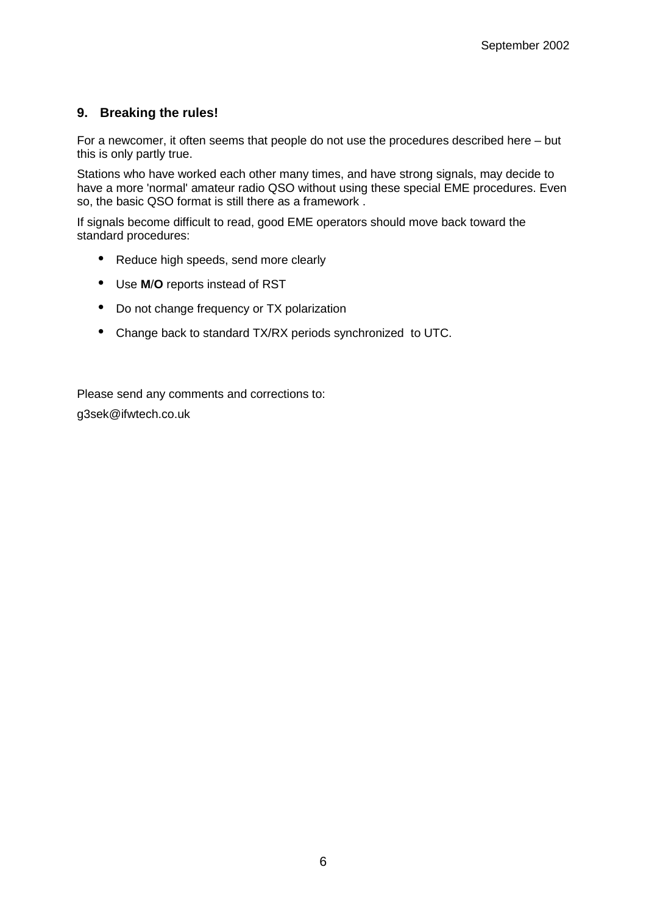## 9. Breaking the rules!

For a newcomer, it often seems that people do not use the procedures described here – but this is only partly true.

Stations who have worked each other many times, and have strong signals, may decide to have a more 'normal' amateur radio QSO without using these special EME procedures. Even so, the basic QSO format is still there as a framework .

If signals become difficult to read, good EME operators should move back toward the standard procedures:

- Reduce high speeds, send more clearly
- Use **M**/**O** reports instead of RST
- Do not change frequency or TX polarization
- Change back to standard TX/RX periods synchronized to UTC.

Please send any comments and corrections to:

g3sek@ifwtech.co.uk